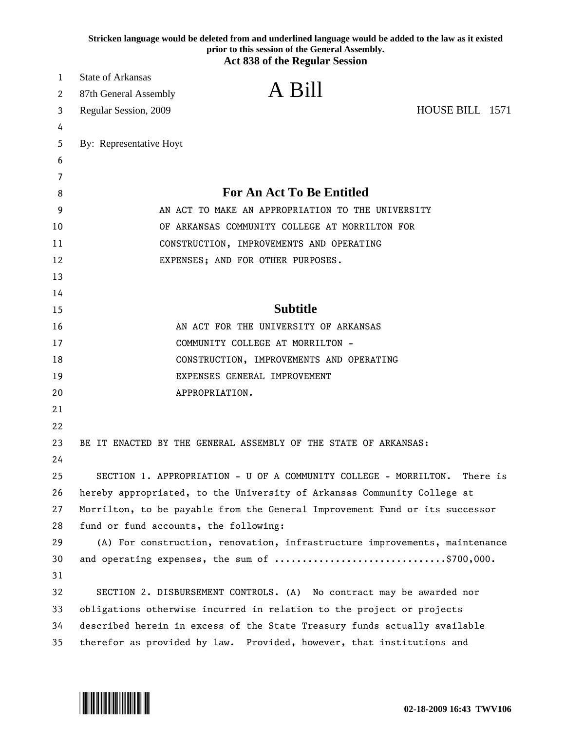Stricken language would be deleted from and underlined language would be added to the law as it existed prior to this session of the General Assembly.

**Act 838 of the Regular Session**

State of Arkansas
87th General Assembly
Regular Session, 2009

# A Bill

HOUSE BILL 1571

By: Representative Hoyt

## For An Act To Be Entitled

AN ACT TO MAKE AN APPROPRIATION TO THE UNIVERSITY OF ARKANSAS COMMUNITY COLLEGE AT MORRILTON FOR CONSTRUCTION, IMPROVEMENTS AND OPERATING EXPENSES; AND FOR OTHER PURPOSES.

## Subtitle

AN ACT FOR THE UNIVERSITY OF ARKANSAS COMMUNITY COLLEGE AT MORRILTON - CONSTRUCTION, IMPROVEMENTS AND OPERATING EXPENSES GENERAL IMPROVEMENT APPROPRIATION.

BE IT ENACTED BY THE GENERAL ASSEMBLY OF THE STATE OF ARKANSAS:

SECTION 1. APPROPRIATION - U OF A COMMUNITY COLLEGE - MORRILTON. There is hereby appropriated, to the University of Arkansas Community College at Morrilton, to be payable from the General Improvement Fund or its successor fund or fund accounts, the following:

(A) For construction, renovation, infrastructure improvements, maintenance and operating expenses, the sum of ...............................$700,000.

SECTION 2. DISBURSEMENT CONTROLS. (A) No contract may be awarded nor obligations otherwise incurred in relation to the project or projects described herein in excess of the State Treasury funds actually available therefor as provided by law. Provided, however, that institutions and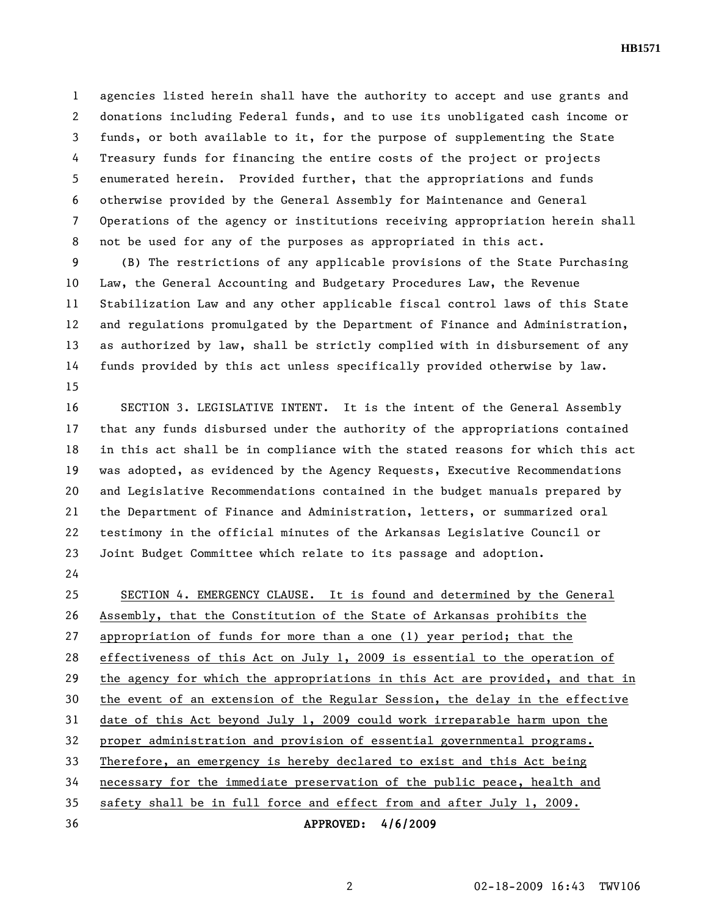agencies listed herein shall have the authority to accept and use grants and donations including Federal funds, and to use its unobligated cash income or funds, or both available to it, for the purpose of supplementing the State Treasury funds for financing the entire costs of the project or projects enumerated herein. Provided further, that the appropriations and funds otherwise provided by the General Assembly for Maintenance and General Operations of the agency or institutions receiving appropriation herein shall not be used for any of the purposes as appropriated in this act.

(B) The restrictions of any applicable provisions of the State Purchasing Law, the General Accounting and Budgetary Procedures Law, the Revenue Stabilization Law and any other applicable fiscal control laws of this State and regulations promulgated by the Department of Finance and Administration, as authorized by law, shall be strictly complied with in disbursement of any funds provided by this act unless specifically provided otherwise by law.

SECTION 3. LEGISLATIVE INTENT. It is the intent of the General Assembly that any funds disbursed under the authority of the appropriations contained in this act shall be in compliance with the stated reasons for which this act was adopted, as evidenced by the Agency Requests, Executive Recommendations and Legislative Recommendations contained in the budget manuals prepared by the Department of Finance and Administration, letters, or summarized oral testimony in the official minutes of the Arkansas Legislative Council or Joint Budget Committee which relate to its passage and adoption.

SECTION 4. EMERGENCY CLAUSE. It is found and determined by the General Assembly, that the Constitution of the State of Arkansas prohibits the appropriation of funds for more than a one (1) year period; that the effectiveness of this Act on July 1, 2009 is essential to the operation of the agency for which the appropriations in this Act are provided, and that in the event of an extension of the Regular Session, the delay in the effective date of this Act beyond July 1, 2009 could work irreparable harm upon the proper administration and provision of essential governmental programs. Therefore, an emergency is hereby declared to exist and this Act being necessary for the immediate preservation of the public peace, health and safety shall be in full force and effect from and after July 1, 2009.

**APPROVED: 4/6/2009**